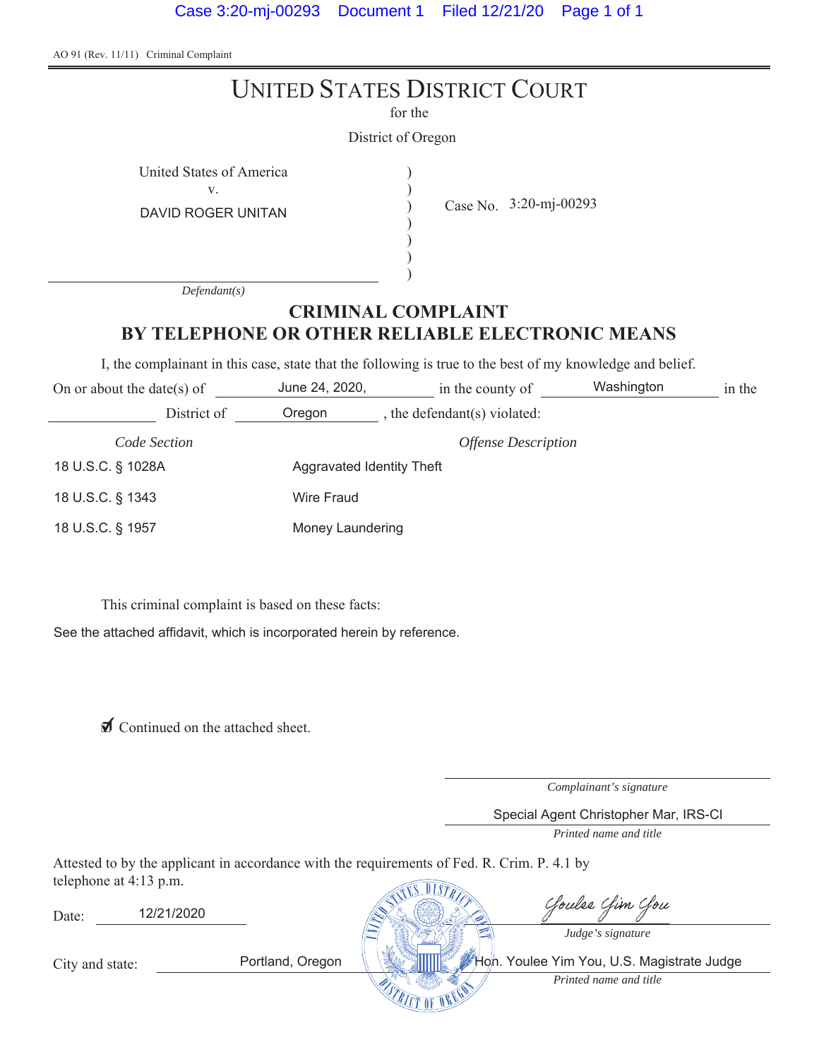AO 91 (Rev. 11/11) Criminal Complaint

# UNITED STATES DISTRICT COURT

for the

District of Oregon

United States of America
v.
DAVID ROGER UNITAN

*Defendant(s)*

Case No. 3:20-mj-00293

## CRIMINAL COMPLAINT
## BY TELEPHONE OR OTHER RELIABLE ELECTRONIC MEANS

I, the complainant in this case, state that the following is true to the best of my knowledge and belief.

On or about the date(s) of June 24, 2020, in the county of Washington in the District of Oregon, the defendant(s) violated:

| *Code Section* | *Offense Description* |
|---|---|
| 18 U.S.C. § 1028A | Aggravated Identity Theft |
| 18 U.S.C. § 1343 | Wire Fraud |
| 18 U.S.C. § 1957 | Money Laundering |

This criminal complaint is based on these facts:

See the attached affidavit, which is incorporated herein by reference.

☑ Continued on the attached sheet.

*Complainant's signature*

Special Agent Christopher Mar, IRS-CI

*Printed name and title*

Attested to by the applicant in accordance with the requirements of Fed. R. Crim. P. 4.1 by telephone at 4:13 p.m.

Date: 12/21/2020

Youlee Yim You

*Judge's signature*

City and state: Portland, Oregon

Hon. Youlee Yim You, U.S. Magistrate Judge

*Printed name and title*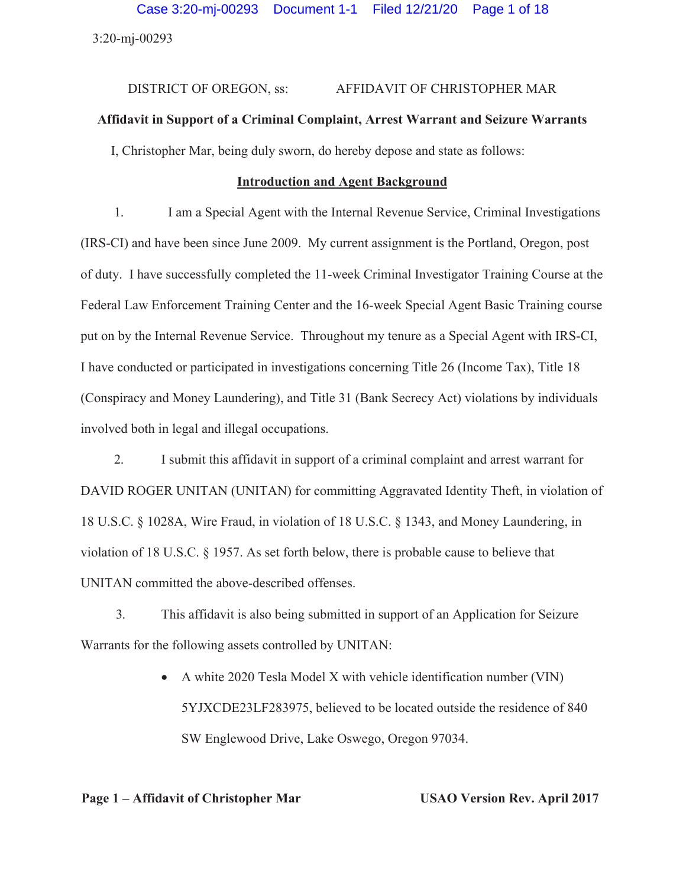3:20-mj-00293

DISTRICT OF OREGON, ss: AFFIDAVIT OF CHRISTOPHER MAR

**Affidavit in Support of a Criminal Complaint, Arrest Warrant and Seizure Warrants**

I, Christopher Mar, being duly sworn, do hereby depose and state as follows:

**Introduction and Agent Background**

1. I am a Special Agent with the Internal Revenue Service, Criminal Investigations (IRS-CI) and have been since June 2009. My current assignment is the Portland, Oregon, post of duty. I have successfully completed the 11-week Criminal Investigator Training Course at the Federal Law Enforcement Training Center and the 16-week Special Agent Basic Training course put on by the Internal Revenue Service. Throughout my tenure as a Special Agent with IRS-CI, I have conducted or participated in investigations concerning Title 26 (Income Tax), Title 18 (Conspiracy and Money Laundering), and Title 31 (Bank Secrecy Act) violations by individuals involved both in legal and illegal occupations.

2. I submit this affidavit in support of a criminal complaint and arrest warrant for DAVID ROGER UNITAN (UNITAN) for committing Aggravated Identity Theft, in violation of 18 U.S.C. § 1028A, Wire Fraud, in violation of 18 U.S.C. § 1343, and Money Laundering, in violation of 18 U.S.C. § 1957. As set forth below, there is probable cause to believe that UNITAN committed the above-described offenses.

3. This affidavit is also being submitted in support of an Application for Seizure Warrants for the following assets controlled by UNITAN:

- A white 2020 Tesla Model X with vehicle identification number (VIN) 5YJXCDE23LF283975, believed to be located outside the residence of 840 SW Englewood Drive, Lake Oswego, Oregon 97034.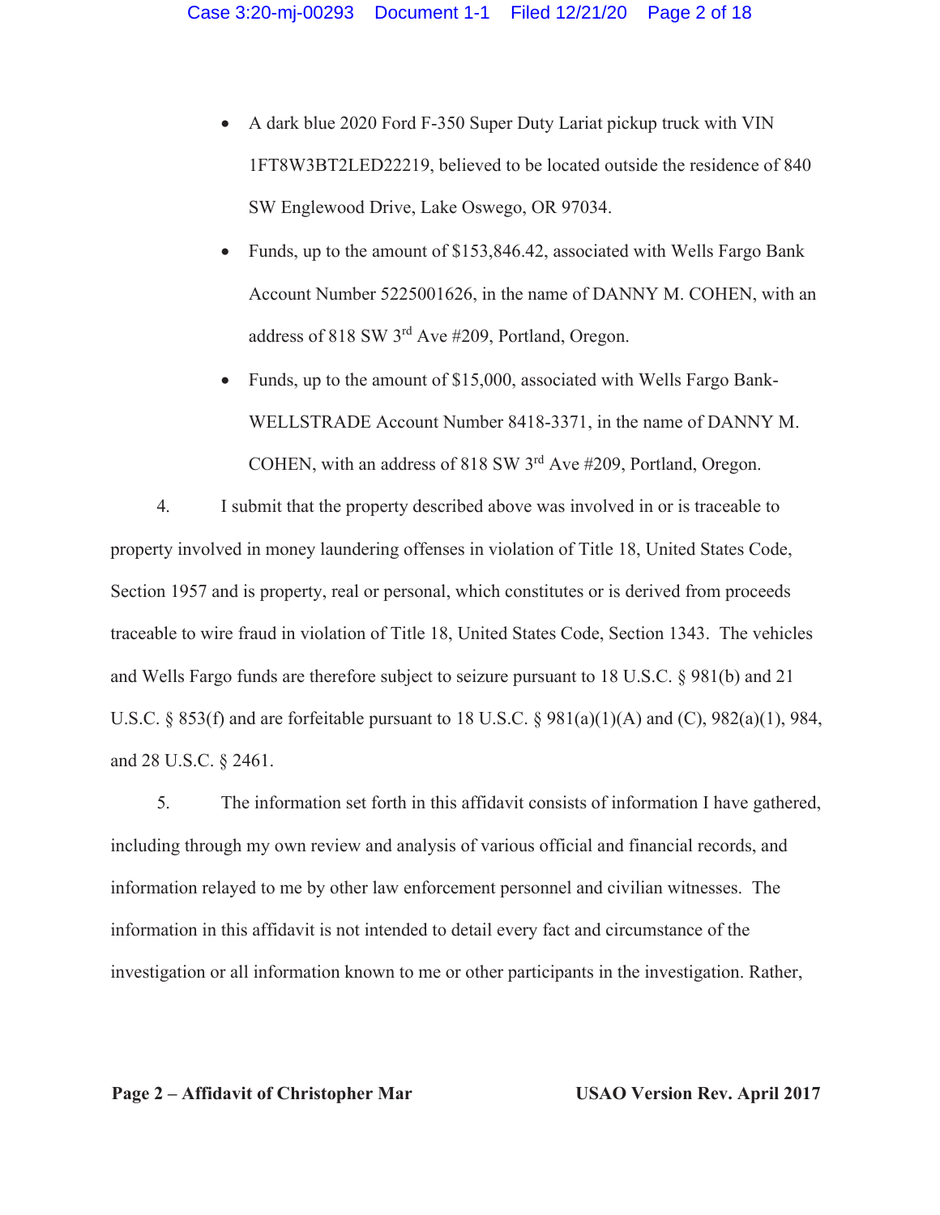- A dark blue 2020 Ford F-350 Super Duty Lariat pickup truck with VIN 1FT8W3BT2LED22219, believed to be located outside the residence of 840 SW Englewood Drive, Lake Oswego, OR 97034.
- Funds, up to the amount of $153,846.42, associated with Wells Fargo Bank Account Number 5225001626, in the name of DANNY M. COHEN, with an address of 818 SW 3rd Ave #209, Portland, Oregon.
- Funds, up to the amount of $15,000, associated with Wells Fargo Bank-WELLSTRADE Account Number 8418-3371, in the name of DANNY M. COHEN, with an address of 818 SW 3rd Ave #209, Portland, Oregon.

4. I submit that the property described above was involved in or is traceable to property involved in money laundering offenses in violation of Title 18, United States Code, Section 1957 and is property, real or personal, which constitutes or is derived from proceeds traceable to wire fraud in violation of Title 18, United States Code, Section 1343. The vehicles and Wells Fargo funds are therefore subject to seizure pursuant to 18 U.S.C. § 981(b) and 21 U.S.C. § 853(f) and are forfeitable pursuant to 18 U.S.C. § 981(a)(1)(A) and (C), 982(a)(1), 984, and 28 U.S.C. § 2461.

5. The information set forth in this affidavit consists of information I have gathered, including through my own review and analysis of various official and financial records, and information relayed to me by other law enforcement personnel and civilian witnesses. The information in this affidavit is not intended to detail every fact and circumstance of the investigation or all information known to me or other participants in the investigation. Rather,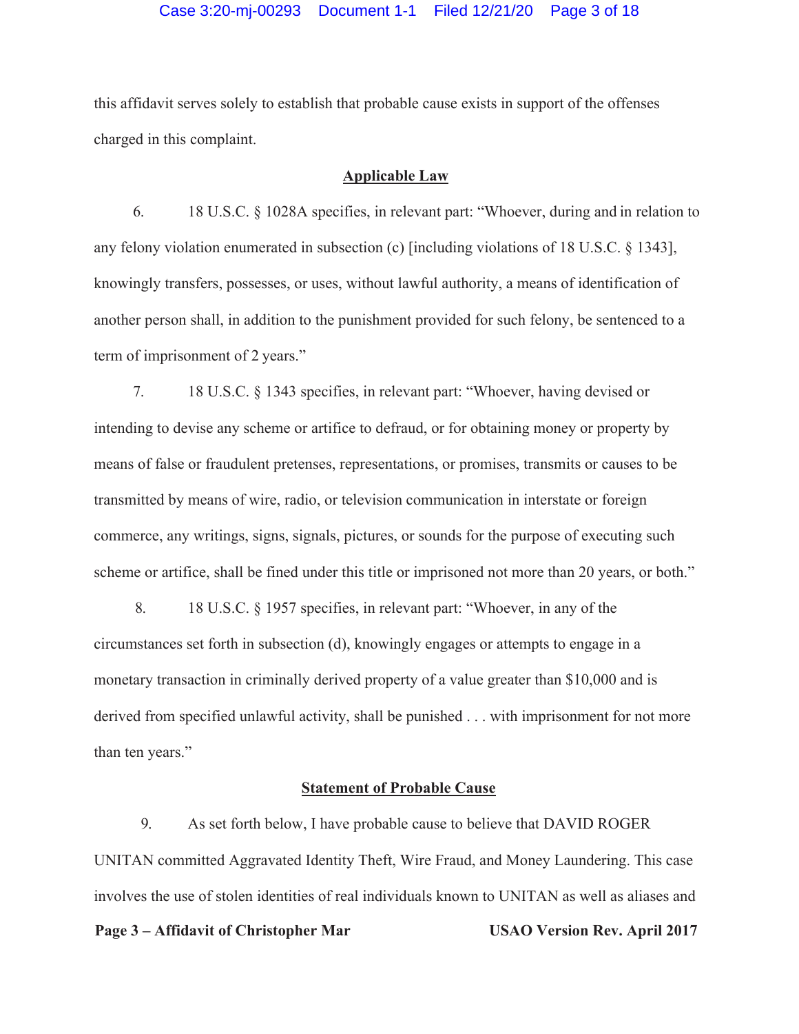this affidavit serves solely to establish that probable cause exists in support of the offenses charged in this complaint.

## Applicable Law

6. 18 U.S.C. § 1028A specifies, in relevant part: "Whoever, during and in relation to any felony violation enumerated in subsection (c) [including violations of 18 U.S.C. § 1343], knowingly transfers, possesses, or uses, without lawful authority, a means of identification of another person shall, in addition to the punishment provided for such felony, be sentenced to a term of imprisonment of 2 years."

7. 18 U.S.C. § 1343 specifies, in relevant part: "Whoever, having devised or intending to devise any scheme or artifice to defraud, or for obtaining money or property by means of false or fraudulent pretenses, representations, or promises, transmits or causes to be transmitted by means of wire, radio, or television communication in interstate or foreign commerce, any writings, signs, signals, pictures, or sounds for the purpose of executing such scheme or artifice, shall be fined under this title or imprisoned not more than 20 years, or both."

8. 18 U.S.C. § 1957 specifies, in relevant part: "Whoever, in any of the circumstances set forth in subsection (d), knowingly engages or attempts to engage in a monetary transaction in criminally derived property of a value greater than $10,000 and is derived from specified unlawful activity, shall be punished . . . with imprisonment for not more than ten years."

## Statement of Probable Cause

9. As set forth below, I have probable cause to believe that DAVID ROGER UNITAN committed Aggravated Identity Theft, Wire Fraud, and Money Laundering. This case involves the use of stolen identities of real individuals known to UNITAN as well as aliases and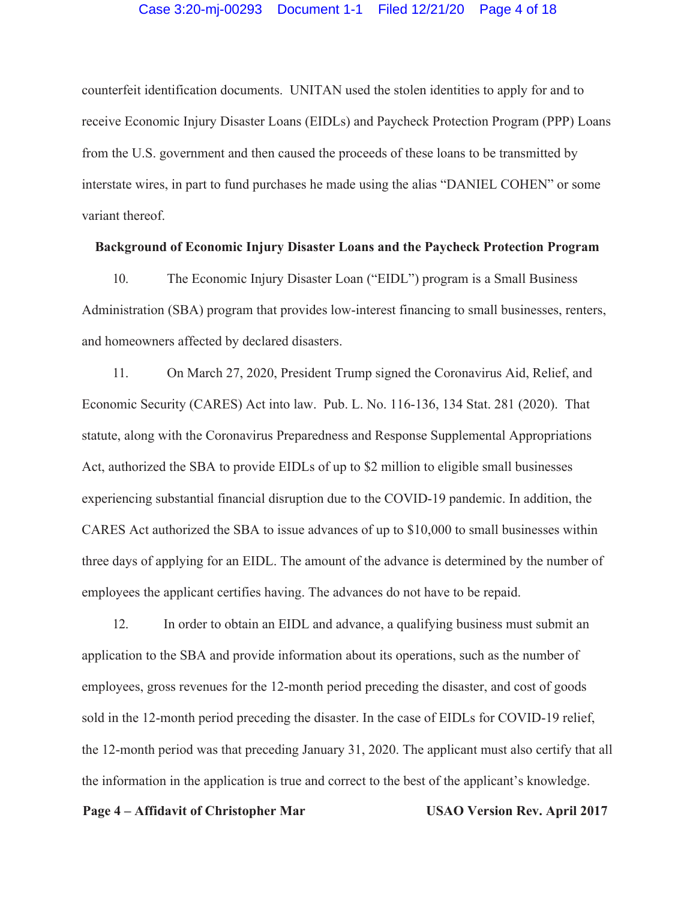counterfeit identification documents. UNITAN used the stolen identities to apply for and to receive Economic Injury Disaster Loans (EIDLs) and Paycheck Protection Program (PPP) Loans from the U.S. government and then caused the proceeds of these loans to be transmitted by interstate wires, in part to fund purchases he made using the alias "DANIEL COHEN" or some variant thereof.

**Background of Economic Injury Disaster Loans and the Paycheck Protection Program**

10. The Economic Injury Disaster Loan ("EIDL") program is a Small Business Administration (SBA) program that provides low-interest financing to small businesses, renters, and homeowners affected by declared disasters.

11. On March 27, 2020, President Trump signed the Coronavirus Aid, Relief, and Economic Security (CARES) Act into law. Pub. L. No. 116-136, 134 Stat. 281 (2020). That statute, along with the Coronavirus Preparedness and Response Supplemental Appropriations Act, authorized the SBA to provide EIDLs of up to $2 million to eligible small businesses experiencing substantial financial disruption due to the COVID-19 pandemic. In addition, the CARES Act authorized the SBA to issue advances of up to $10,000 to small businesses within three days of applying for an EIDL. The amount of the advance is determined by the number of employees the applicant certifies having. The advances do not have to be repaid.

12. In order to obtain an EIDL and advance, a qualifying business must submit an application to the SBA and provide information about its operations, such as the number of employees, gross revenues for the 12-month period preceding the disaster, and cost of goods sold in the 12-month period preceding the disaster. In the case of EIDLs for COVID-19 relief, the 12-month period was that preceding January 31, 2020. The applicant must also certify that all the information in the application is true and correct to the best of the applicant's knowledge.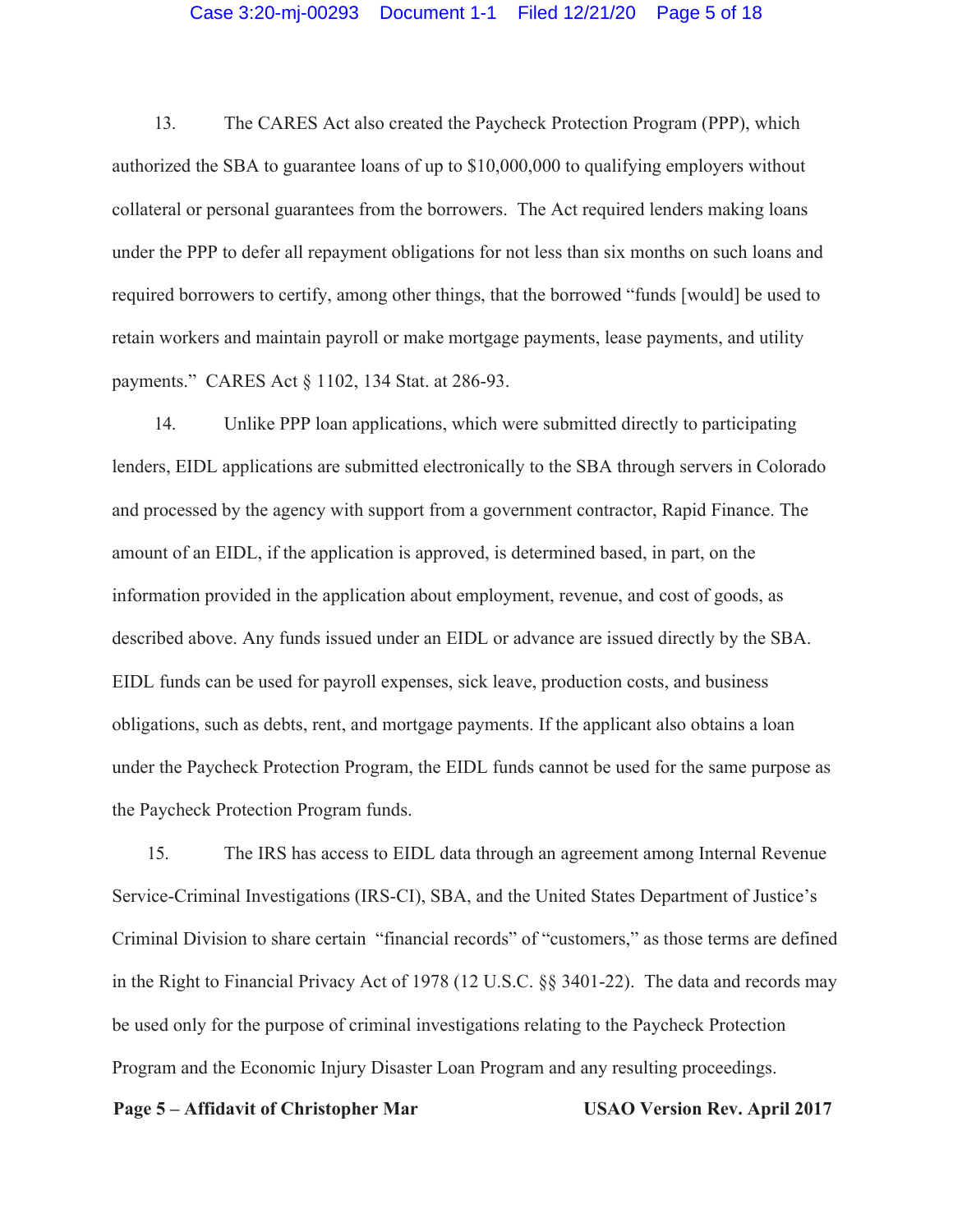13. The CARES Act also created the Paycheck Protection Program (PPP), which authorized the SBA to guarantee loans of up to $10,000,000 to qualifying employers without collateral or personal guarantees from the borrowers. The Act required lenders making loans under the PPP to defer all repayment obligations for not less than six months on such loans and required borrowers to certify, among other things, that the borrowed "funds [would] be used to retain workers and maintain payroll or make mortgage payments, lease payments, and utility payments." CARES Act § 1102, 134 Stat. at 286-93.

14. Unlike PPP loan applications, which were submitted directly to participating lenders, EIDL applications are submitted electronically to the SBA through servers in Colorado and processed by the agency with support from a government contractor, Rapid Finance. The amount of an EIDL, if the application is approved, is determined based, in part, on the information provided in the application about employment, revenue, and cost of goods, as described above. Any funds issued under an EIDL or advance are issued directly by the SBA. EIDL funds can be used for payroll expenses, sick leave, production costs, and business obligations, such as debts, rent, and mortgage payments. If the applicant also obtains a loan under the Paycheck Protection Program, the EIDL funds cannot be used for the same purpose as the Paycheck Protection Program funds.

15. The IRS has access to EIDL data through an agreement among Internal Revenue Service-Criminal Investigations (IRS-CI), SBA, and the United States Department of Justice's Criminal Division to share certain "financial records" of "customers," as those terms are defined in the Right to Financial Privacy Act of 1978 (12 U.S.C. §§ 3401-22). The data and records may be used only for the purpose of criminal investigations relating to the Paycheck Protection Program and the Economic Injury Disaster Loan Program and any resulting proceedings.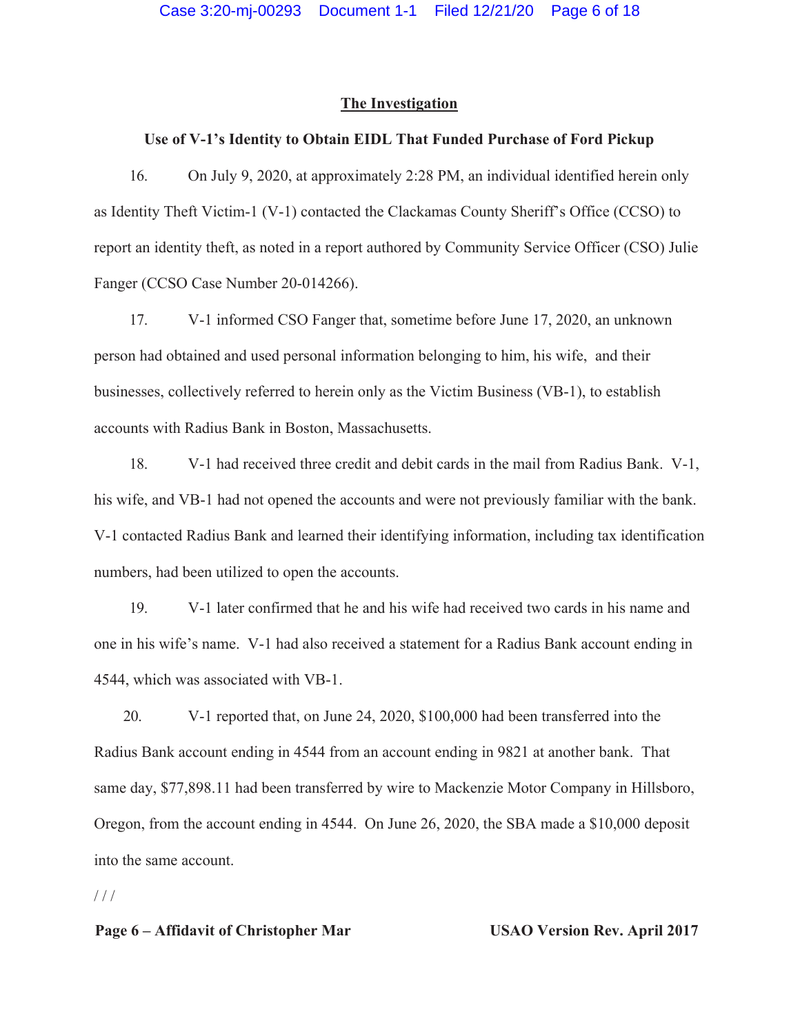## The Investigation

### Use of V-1's Identity to Obtain EIDL That Funded Purchase of Ford Pickup

16. On July 9, 2020, at approximately 2:28 PM, an individual identified herein only as Identity Theft Victim-1 (V-1) contacted the Clackamas County Sheriff's Office (CCSO) to report an identity theft, as noted in a report authored by Community Service Officer (CSO) Julie Fanger (CCSO Case Number 20-014266).

17. V-1 informed CSO Fanger that, sometime before June 17, 2020, an unknown person had obtained and used personal information belonging to him, his wife, and their businesses, collectively referred to herein only as the Victim Business (VB-1), to establish accounts with Radius Bank in Boston, Massachusetts.

18. V-1 had received three credit and debit cards in the mail from Radius Bank. V-1, his wife, and VB-1 had not opened the accounts and were not previously familiar with the bank. V-1 contacted Radius Bank and learned their identifying information, including tax identification numbers, had been utilized to open the accounts.

19. V-1 later confirmed that he and his wife had received two cards in his name and one in his wife's name. V-1 had also received a statement for a Radius Bank account ending in 4544, which was associated with VB-1.

20. V-1 reported that, on June 24, 2020, $100,000 had been transferred into the Radius Bank account ending in 4544 from an account ending in 9821 at another bank. That same day, $77,898.11 had been transferred by wire to Mackenzie Motor Company in Hillsboro, Oregon, from the account ending in 4544. On June 26, 2020, the SBA made a $10,000 deposit into the same account.

/ / /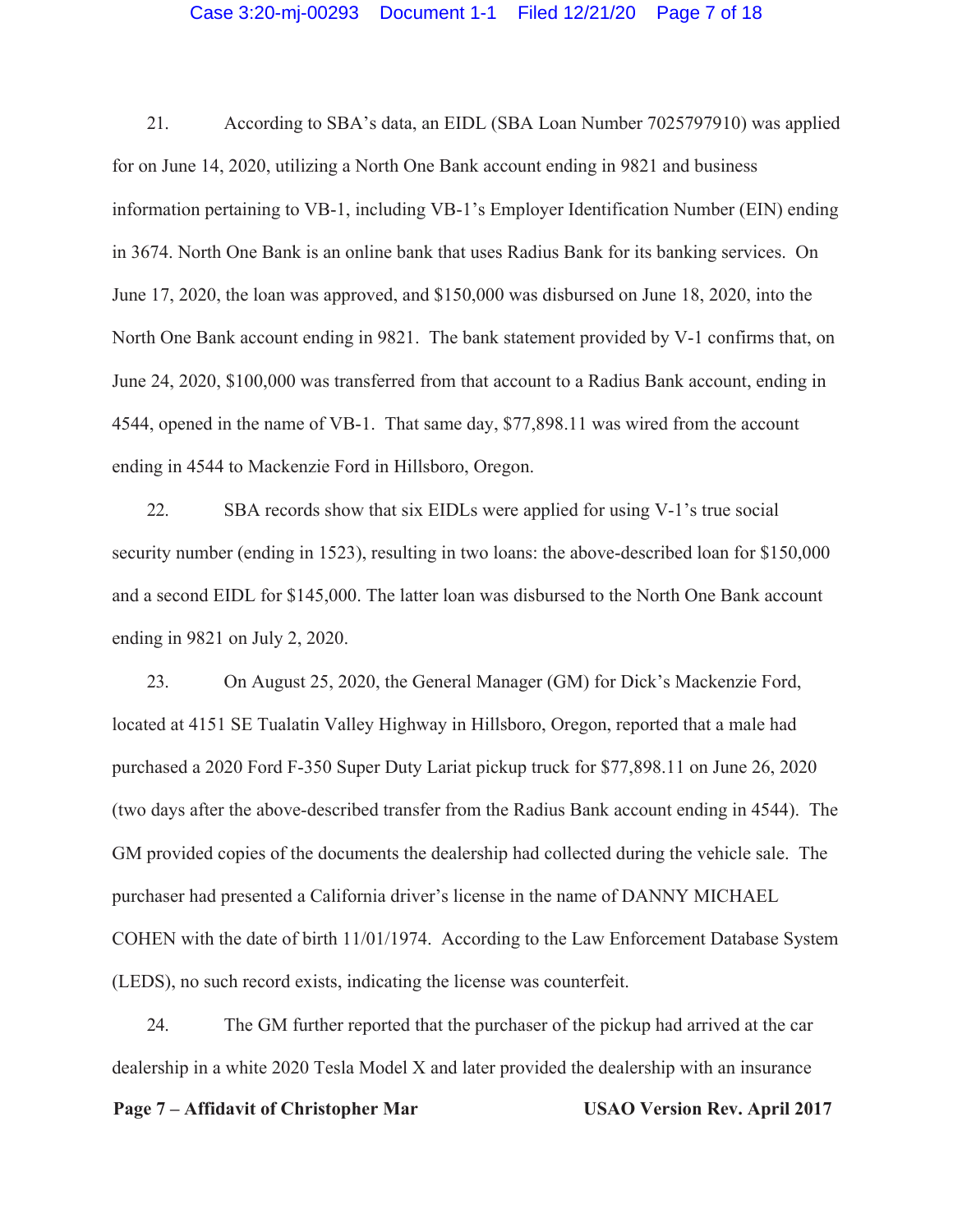21. According to SBA's data, an EIDL (SBA Loan Number 7025797910) was applied for on June 14, 2020, utilizing a North One Bank account ending in 9821 and business information pertaining to VB-1, including VB-1's Employer Identification Number (EIN) ending in 3674. North One Bank is an online bank that uses Radius Bank for its banking services. On June 17, 2020, the loan was approved, and $150,000 was disbursed on June 18, 2020, into the North One Bank account ending in 9821. The bank statement provided by V-1 confirms that, on June 24, 2020, $100,000 was transferred from that account to a Radius Bank account, ending in 4544, opened in the name of VB-1. That same day, $77,898.11 was wired from the account ending in 4544 to Mackenzie Ford in Hillsboro, Oregon.

22. SBA records show that six EIDLs were applied for using V-1's true social security number (ending in 1523), resulting in two loans: the above-described loan for $150,000 and a second EIDL for $145,000. The latter loan was disbursed to the North One Bank account ending in 9821 on July 2, 2020.

23. On August 25, 2020, the General Manager (GM) for Dick's Mackenzie Ford, located at 4151 SE Tualatin Valley Highway in Hillsboro, Oregon, reported that a male had purchased a 2020 Ford F-350 Super Duty Lariat pickup truck for $77,898.11 on June 26, 2020 (two days after the above-described transfer from the Radius Bank account ending in 4544). The GM provided copies of the documents the dealership had collected during the vehicle sale. The purchaser had presented a California driver's license in the name of DANNY MICHAEL COHEN with the date of birth 11/01/1974. According to the Law Enforcement Database System (LEDS), no such record exists, indicating the license was counterfeit.

24. The GM further reported that the purchaser of the pickup had arrived at the car dealership in a white 2020 Tesla Model X and later provided the dealership with an insurance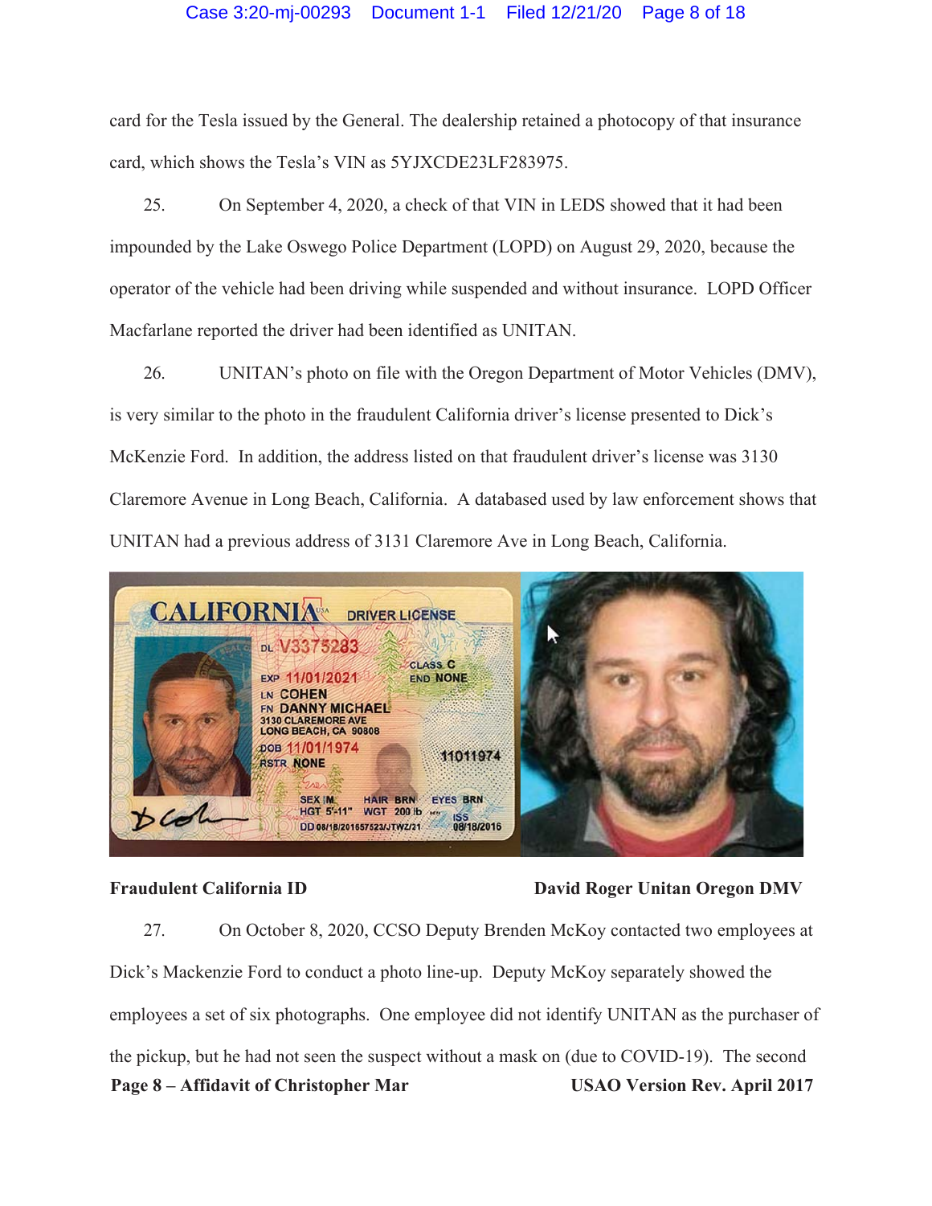card for the Tesla issued by the General. The dealership retained a photocopy of that insurance card, which shows the Tesla's VIN as 5YJXCDE23LF283975.

25. On September 4, 2020, a check of that VIN in LEDS showed that it had been impounded by the Lake Oswego Police Department (LOPD) on August 29, 2020, because the operator of the vehicle had been driving while suspended and without insurance. LOPD Officer Macfarlane reported the driver had been identified as UNITAN.

26. UNITAN's photo on file with the Oregon Department of Motor Vehicles (DMV), is very similar to the photo in the fraudulent California driver's license presented to Dick's McKenzie Ford. In addition, the address listed on that fraudulent driver's license was 3130 Claremore Avenue in Long Beach, California. A databased used by law enforcement shows that UNITAN had a previous address of 3131 Claremore Ave in Long Beach, California.

**Fraudulent California ID** **David Roger Unitan Oregon DMV**

27. On October 8, 2020, CCSO Deputy Brenden McKoy contacted two employees at Dick's Mackenzie Ford to conduct a photo line-up. Deputy McKoy separately showed the employees a set of six photographs. One employee did not identify UNITAN as the purchaser of the pickup, but he had not seen the suspect without a mask on (due to COVID-19). The second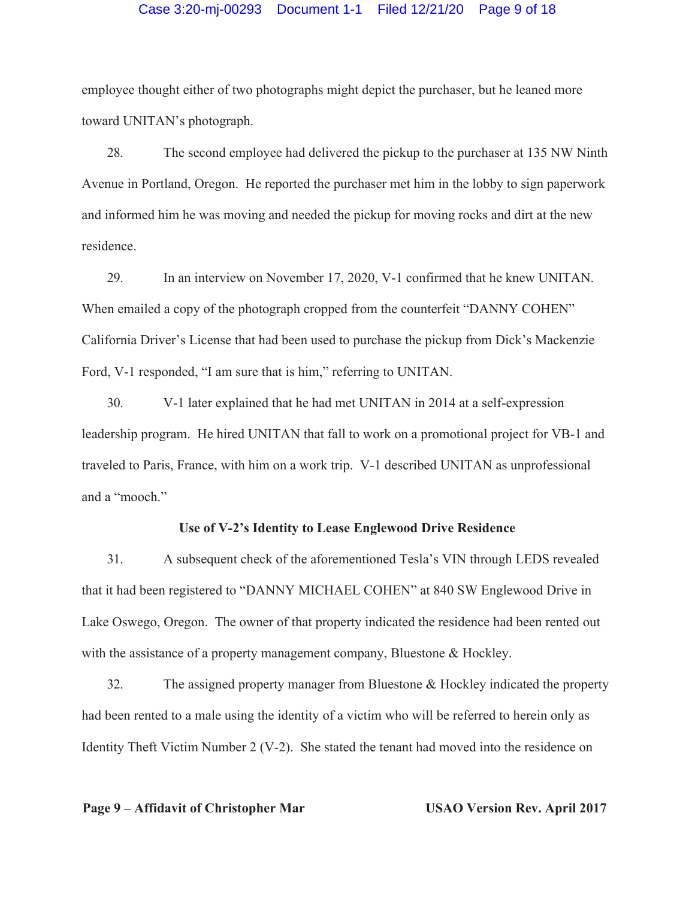employee thought either of two photographs might depict the purchaser, but he leaned more toward UNITAN's photograph.

28. The second employee had delivered the pickup to the purchaser at 135 NW Ninth Avenue in Portland, Oregon. He reported the purchaser met him in the lobby to sign paperwork and informed him he was moving and needed the pickup for moving rocks and dirt at the new residence.

29. In an interview on November 17, 2020, V-1 confirmed that he knew UNITAN. When emailed a copy of the photograph cropped from the counterfeit "DANNY COHEN" California Driver's License that had been used to purchase the pickup from Dick's Mackenzie Ford, V-1 responded, "I am sure that is him," referring to UNITAN.

30. V-1 later explained that he had met UNITAN in 2014 at a self-expression leadership program. He hired UNITAN that fall to work on a promotional project for VB-1 and traveled to Paris, France, with him on a work trip. V-1 described UNITAN as unprofessional and a "mooch."

**Use of V-2's Identity to Lease Englewood Drive Residence**

31. A subsequent check of the aforementioned Tesla's VIN through LEDS revealed that it had been registered to "DANNY MICHAEL COHEN" at 840 SW Englewood Drive in Lake Oswego, Oregon. The owner of that property indicated the residence had been rented out with the assistance of a property management company, Bluestone & Hockley.

32. The assigned property manager from Bluestone & Hockley indicated the property had been rented to a male using the identity of a victim who will be referred to herein only as Identity Theft Victim Number 2 (V-2). She stated the tenant had moved into the residence on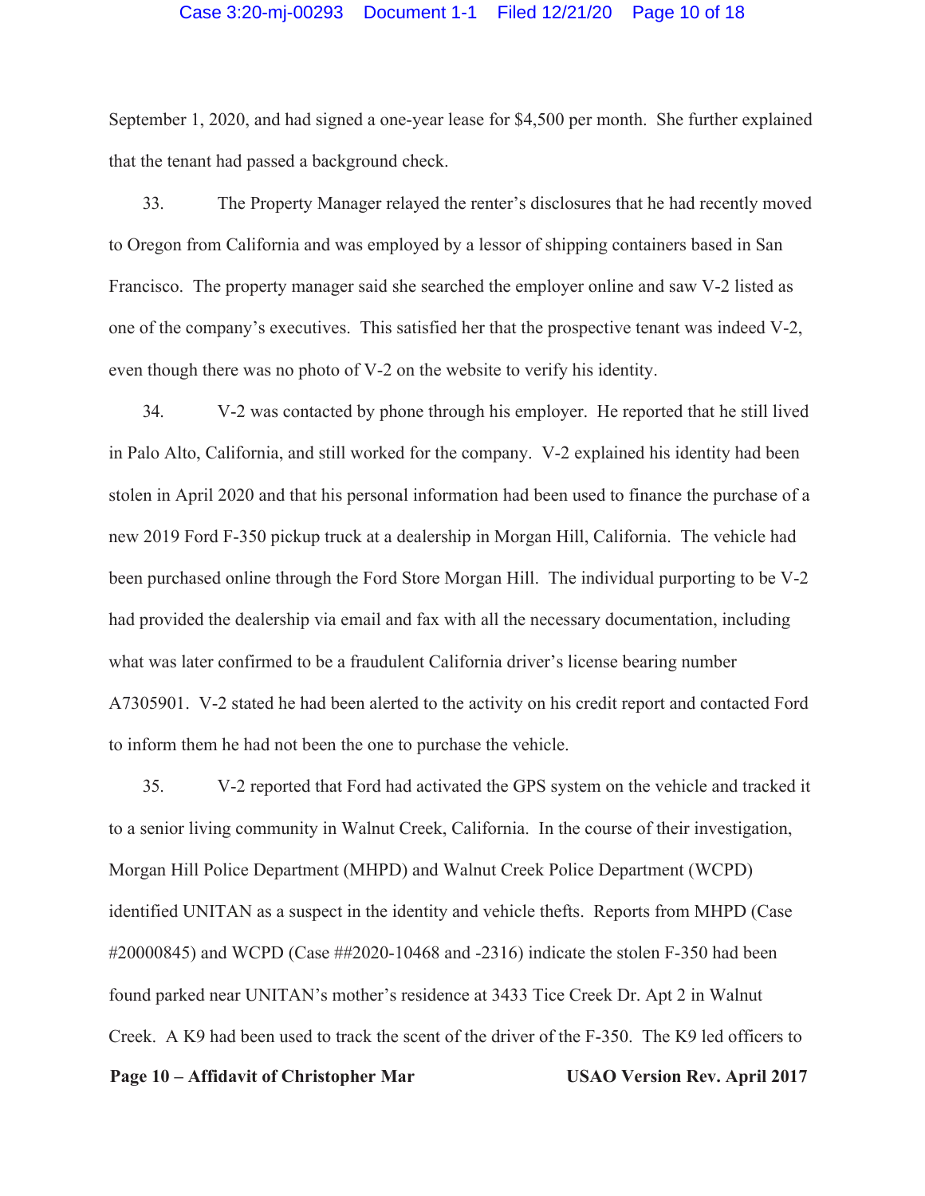September 1, 2020, and had signed a one-year lease for $4,500 per month. She further explained that the tenant had passed a background check.

33. The Property Manager relayed the renter's disclosures that he had recently moved to Oregon from California and was employed by a lessor of shipping containers based in San Francisco. The property manager said she searched the employer online and saw V-2 listed as one of the company's executives. This satisfied her that the prospective tenant was indeed V-2, even though there was no photo of V-2 on the website to verify his identity.

34. V-2 was contacted by phone through his employer. He reported that he still lived in Palo Alto, California, and still worked for the company. V-2 explained his identity had been stolen in April 2020 and that his personal information had been used to finance the purchase of a new 2019 Ford F-350 pickup truck at a dealership in Morgan Hill, California. The vehicle had been purchased online through the Ford Store Morgan Hill. The individual purporting to be V-2 had provided the dealership via email and fax with all the necessary documentation, including what was later confirmed to be a fraudulent California driver's license bearing number A7305901. V-2 stated he had been alerted to the activity on his credit report and contacted Ford to inform them he had not been the one to purchase the vehicle.

35. V-2 reported that Ford had activated the GPS system on the vehicle and tracked it to a senior living community in Walnut Creek, California. In the course of their investigation, Morgan Hill Police Department (MHPD) and Walnut Creek Police Department (WCPD) identified UNITAN as a suspect in the identity and vehicle thefts. Reports from MHPD (Case #20000845) and WCPD (Case ##2020-10468 and -2316) indicate the stolen F-350 had been found parked near UNITAN's mother's residence at 3433 Tice Creek Dr. Apt 2 in Walnut Creek. A K9 had been used to track the scent of the driver of the F-350. The K9 led officers to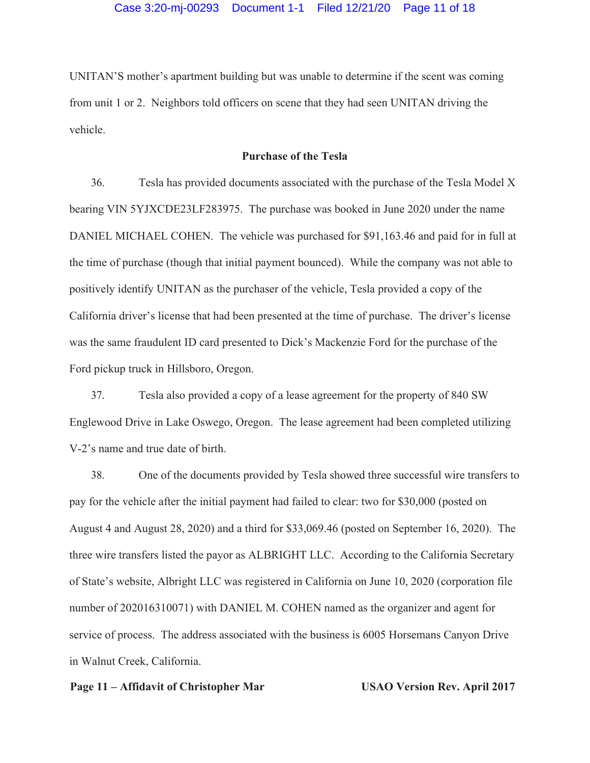UNITAN'S mother's apartment building but was unable to determine if the scent was coming from unit 1 or 2. Neighbors told officers on scene that they had seen UNITAN driving the vehicle.

**Purchase of the Tesla**

36. Tesla has provided documents associated with the purchase of the Tesla Model X bearing VIN 5YJXCDE23LF283975. The purchase was booked in June 2020 under the name DANIEL MICHAEL COHEN. The vehicle was purchased for $91,163.46 and paid for in full at the time of purchase (though that initial payment bounced). While the company was not able to positively identify UNITAN as the purchaser of the vehicle, Tesla provided a copy of the California driver's license that had been presented at the time of purchase. The driver's license was the same fraudulent ID card presented to Dick's Mackenzie Ford for the purchase of the Ford pickup truck in Hillsboro, Oregon.

37. Tesla also provided a copy of a lease agreement for the property of 840 SW Englewood Drive in Lake Oswego, Oregon. The lease agreement had been completed utilizing V-2's name and true date of birth.

38. One of the documents provided by Tesla showed three successful wire transfers to pay for the vehicle after the initial payment had failed to clear: two for $30,000 (posted on August 4 and August 28, 2020) and a third for $33,069.46 (posted on September 16, 2020). The three wire transfers listed the payor as ALBRIGHT LLC. According to the California Secretary of State's website, Albright LLC was registered in California on June 10, 2020 (corporation file number of 202016310071) with DANIEL M. COHEN named as the organizer and agent for service of process. The address associated with the business is 6005 Horsemans Canyon Drive in Walnut Creek, California.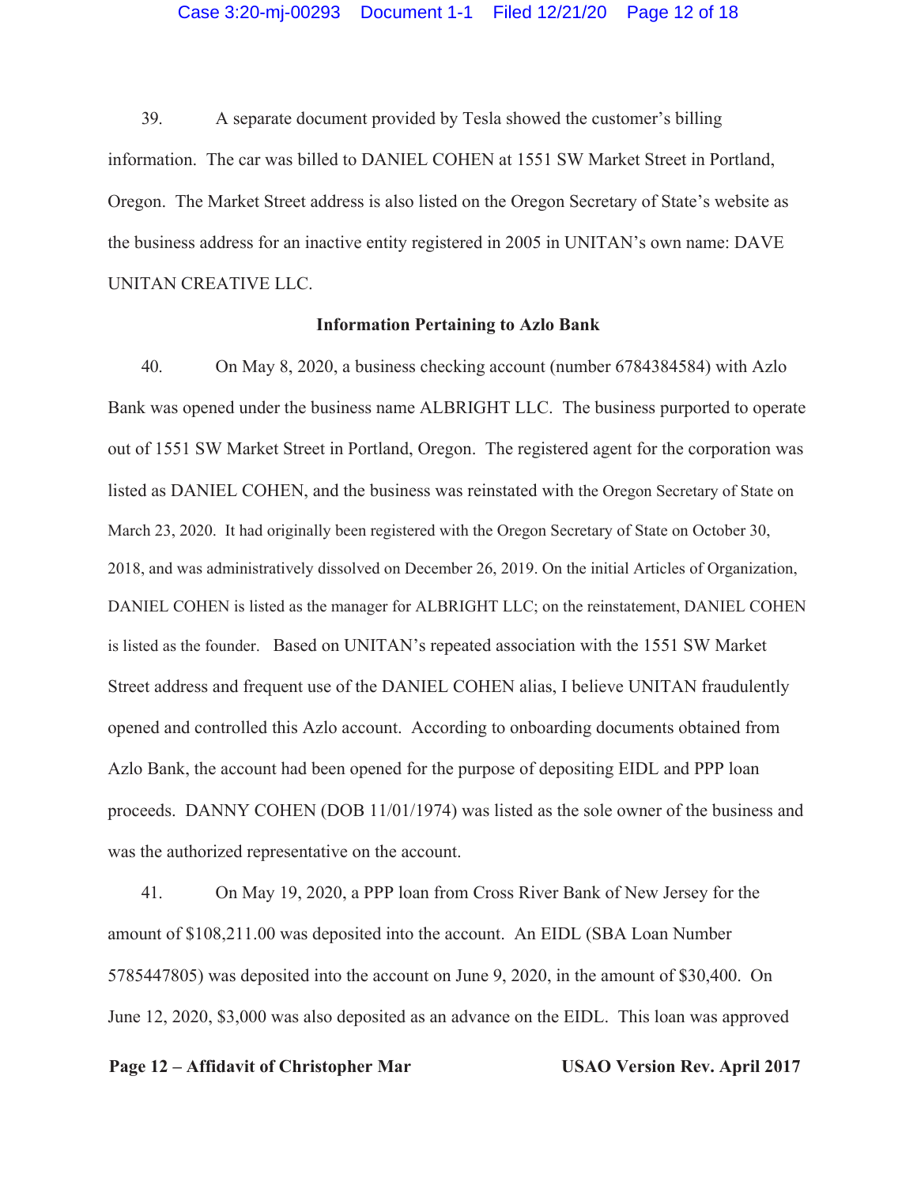39. A separate document provided by Tesla showed the customer's billing information. The car was billed to DANIEL COHEN at 1551 SW Market Street in Portland, Oregon. The Market Street address is also listed on the Oregon Secretary of State's website as the business address for an inactive entity registered in 2005 in UNITAN's own name: DAVE UNITAN CREATIVE LLC.

**Information Pertaining to Azlo Bank**

40. On May 8, 2020, a business checking account (number 6784384584) with Azlo Bank was opened under the business name ALBRIGHT LLC. The business purported to operate out of 1551 SW Market Street in Portland, Oregon. The registered agent for the corporation was listed as DANIEL COHEN, and the business was reinstated with the Oregon Secretary of State on March 23, 2020. It had originally been registered with the Oregon Secretary of State on October 30, 2018, and was administratively dissolved on December 26, 2019. On the initial Articles of Organization, DANIEL COHEN is listed as the manager for ALBRIGHT LLC; on the reinstatement, DANIEL COHEN is listed as the founder. Based on UNITAN's repeated association with the 1551 SW Market Street address and frequent use of the DANIEL COHEN alias, I believe UNITAN fraudulently opened and controlled this Azlo account. According to onboarding documents obtained from Azlo Bank, the account had been opened for the purpose of depositing EIDL and PPP loan proceeds. DANNY COHEN (DOB 11/01/1974) was listed as the sole owner of the business and was the authorized representative on the account.

41. On May 19, 2020, a PPP loan from Cross River Bank of New Jersey for the amount of $108,211.00 was deposited into the account. An EIDL (SBA Loan Number 5785447805) was deposited into the account on June 9, 2020, in the amount of $30,400. On June 12, 2020, $3,000 was also deposited as an advance on the EIDL. This loan was approved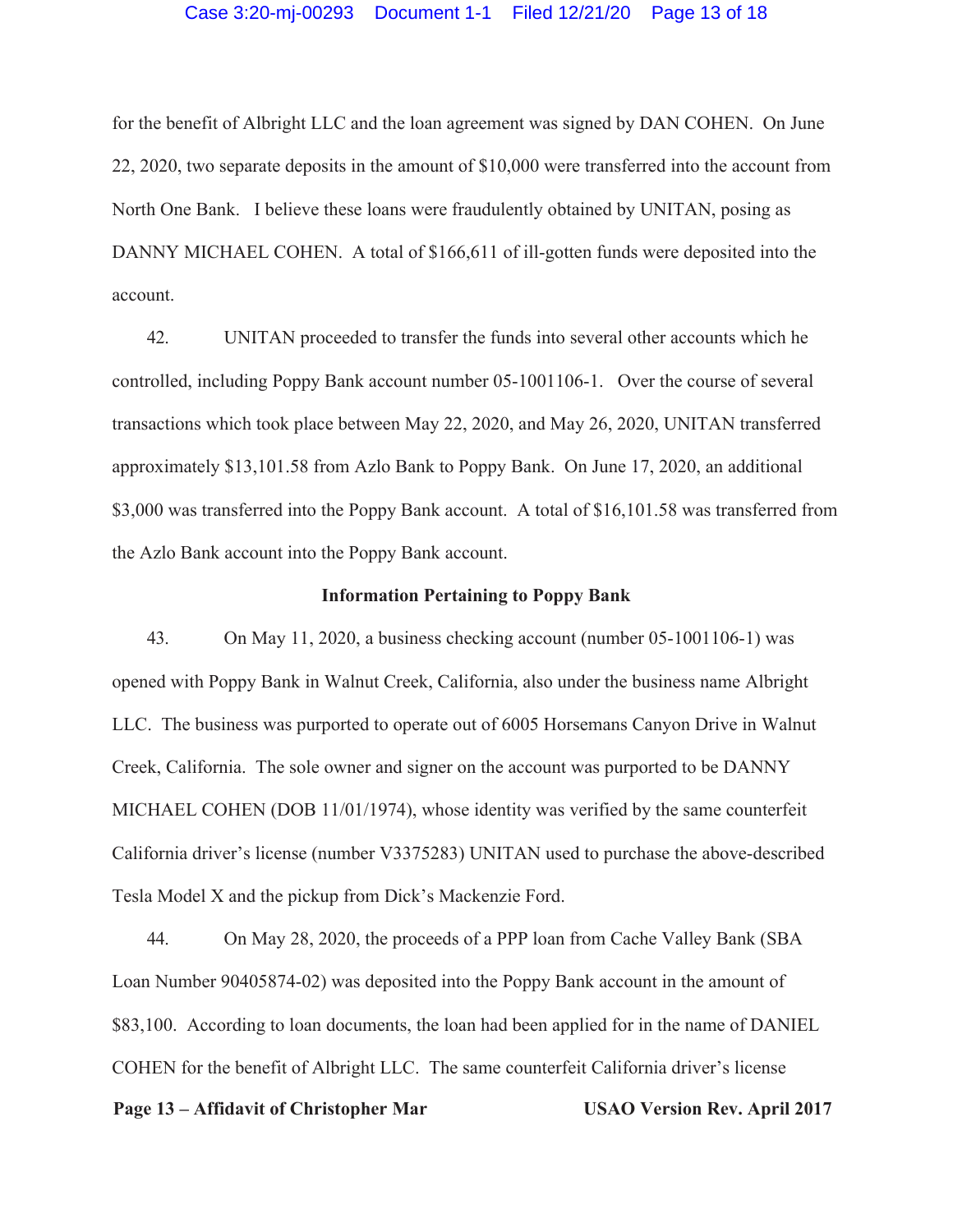for the benefit of Albright LLC and the loan agreement was signed by DAN COHEN. On June 22, 2020, two separate deposits in the amount of $10,000 were transferred into the account from North One Bank. I believe these loans were fraudulently obtained by UNITAN, posing as DANNY MICHAEL COHEN. A total of $166,611 of ill-gotten funds were deposited into the account.

42. UNITAN proceeded to transfer the funds into several other accounts which he controlled, including Poppy Bank account number 05-1001106-1. Over the course of several transactions which took place between May 22, 2020, and May 26, 2020, UNITAN transferred approximately $13,101.58 from Azlo Bank to Poppy Bank. On June 17, 2020, an additional $3,000 was transferred into the Poppy Bank account. A total of $16,101.58 was transferred from the Azlo Bank account into the Poppy Bank account.

**Information Pertaining to Poppy Bank**

43. On May 11, 2020, a business checking account (number 05-1001106-1) was opened with Poppy Bank in Walnut Creek, California, also under the business name Albright LLC. The business was purported to operate out of 6005 Horsemans Canyon Drive in Walnut Creek, California. The sole owner and signer on the account was purported to be DANNY MICHAEL COHEN (DOB 11/01/1974), whose identity was verified by the same counterfeit California driver's license (number V3375283) UNITAN used to purchase the above-described Tesla Model X and the pickup from Dick's Mackenzie Ford.

44. On May 28, 2020, the proceeds of a PPP loan from Cache Valley Bank (SBA Loan Number 90405874-02) was deposited into the Poppy Bank account in the amount of $83,100. According to loan documents, the loan had been applied for in the name of DANIEL COHEN for the benefit of Albright LLC. The same counterfeit California driver's license

**Page 13 – Affidavit of Christopher Mar** **USAO Version Rev. April 2017**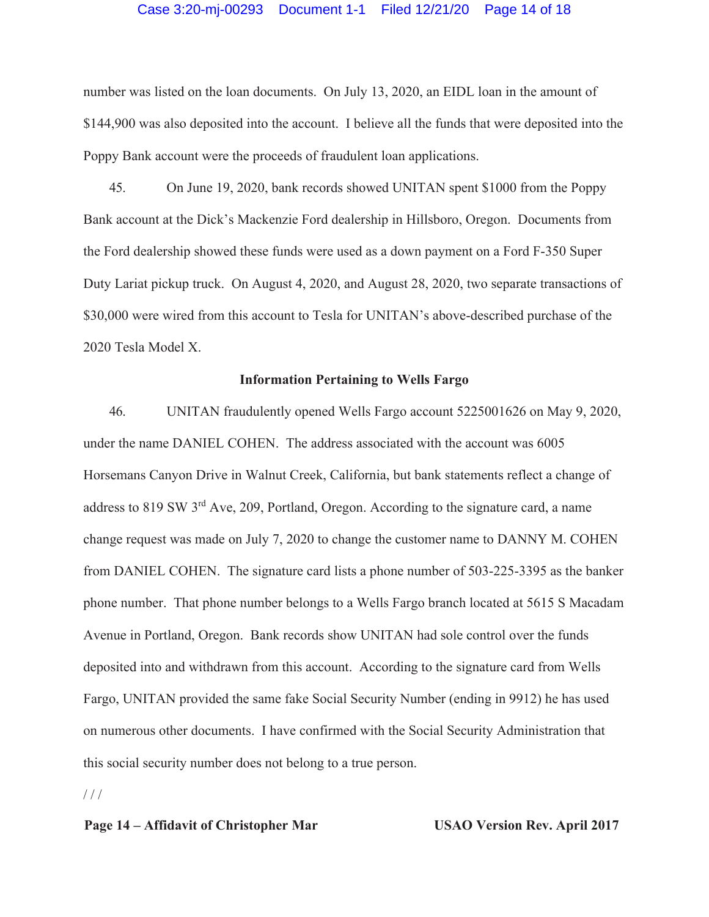number was listed on the loan documents. On July 13, 2020, an EIDL loan in the amount of $144,900 was also deposited into the account. I believe all the funds that were deposited into the Poppy Bank account were the proceeds of fraudulent loan applications.

45. On June 19, 2020, bank records showed UNITAN spent $1000 from the Poppy Bank account at the Dick's Mackenzie Ford dealership in Hillsboro, Oregon. Documents from the Ford dealership showed these funds were used as a down payment on a Ford F-350 Super Duty Lariat pickup truck. On August 4, 2020, and August 28, 2020, two separate transactions of $30,000 were wired from this account to Tesla for UNITAN's above-described purchase of the 2020 Tesla Model X.

**Information Pertaining to Wells Fargo**

46. UNITAN fraudulently opened Wells Fargo account 5225001626 on May 9, 2020, under the name DANIEL COHEN. The address associated with the account was 6005 Horsemans Canyon Drive in Walnut Creek, California, but bank statements reflect a change of address to 819 SW 3rd Ave, 209, Portland, Oregon. According to the signature card, a name change request was made on July 7, 2020 to change the customer name to DANNY M. COHEN from DANIEL COHEN. The signature card lists a phone number of 503-225-3395 as the banker phone number. That phone number belongs to a Wells Fargo branch located at 5615 S Macadam Avenue in Portland, Oregon. Bank records show UNITAN had sole control over the funds deposited into and withdrawn from this account. According to the signature card from Wells Fargo, UNITAN provided the same fake Social Security Number (ending in 9912) he has used on numerous other documents. I have confirmed with the Social Security Administration that this social security number does not belong to a true person.

/ / /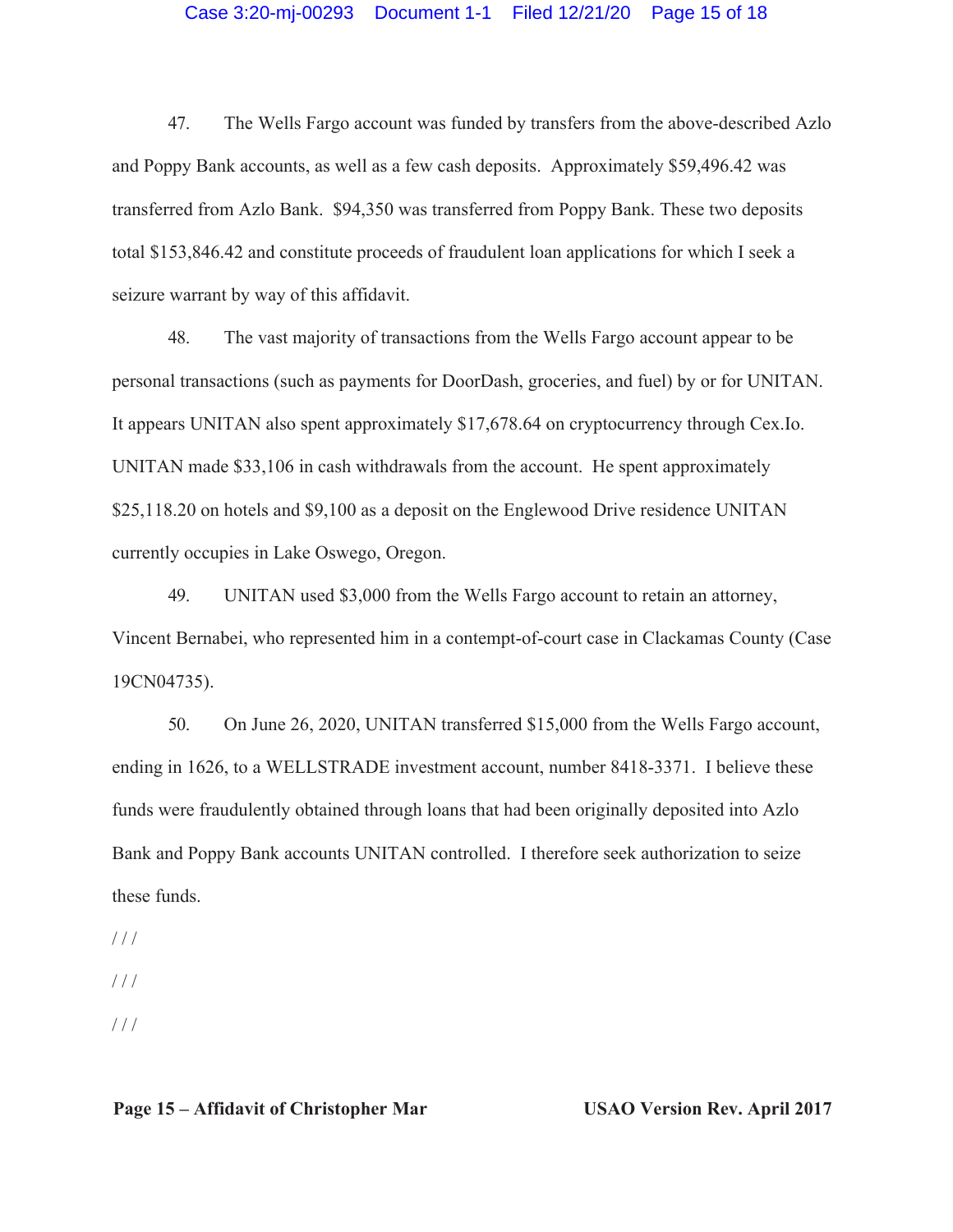47. The Wells Fargo account was funded by transfers from the above-described Azlo and Poppy Bank accounts, as well as a few cash deposits. Approximately $59,496.42 was transferred from Azlo Bank. $94,350 was transferred from Poppy Bank. These two deposits total $153,846.42 and constitute proceeds of fraudulent loan applications for which I seek a seizure warrant by way of this affidavit.

48. The vast majority of transactions from the Wells Fargo account appear to be personal transactions (such as payments for DoorDash, groceries, and fuel) by or for UNITAN. It appears UNITAN also spent approximately $17,678.64 on cryptocurrency through Cex.Io. UNITAN made $33,106 in cash withdrawals from the account. He spent approximately $25,118.20 on hotels and $9,100 as a deposit on the Englewood Drive residence UNITAN currently occupies in Lake Oswego, Oregon.

49. UNITAN used $3,000 from the Wells Fargo account to retain an attorney, Vincent Bernabei, who represented him in a contempt-of-court case in Clackamas County (Case 19CN04735).

50. On June 26, 2020, UNITAN transferred $15,000 from the Wells Fargo account, ending in 1626, to a WELLSTRADE investment account, number 8418-3371. I believe these funds were fraudulently obtained through loans that had been originally deposited into Azlo Bank and Poppy Bank accounts UNITAN controlled. I therefore seek authorization to seize these funds.

/ / /

/ / /

/ / /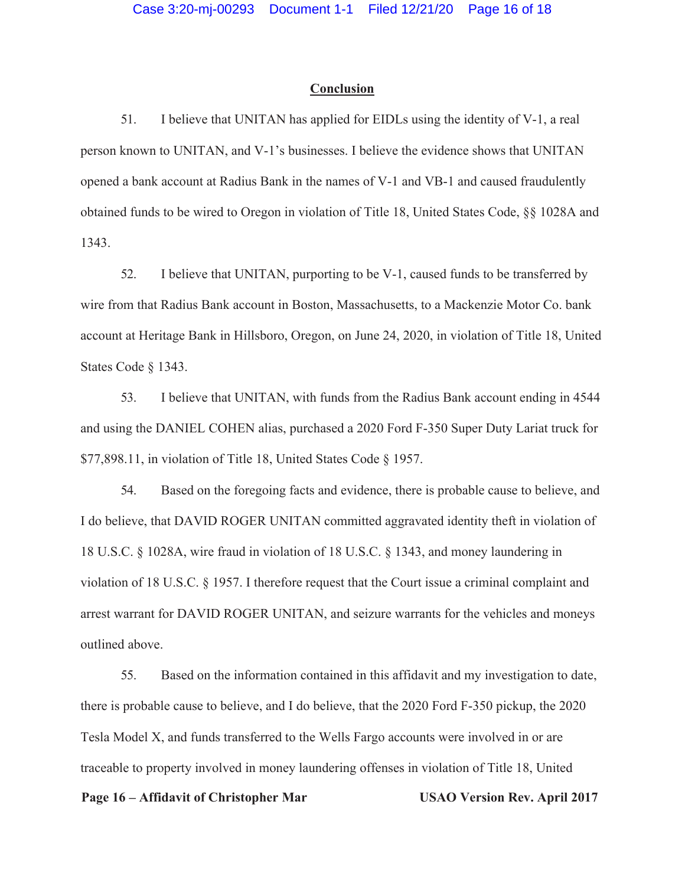## Conclusion

51. I believe that UNITAN has applied for EIDLs using the identity of V-1, a real person known to UNITAN, and V-1's businesses. I believe the evidence shows that UNITAN opened a bank account at Radius Bank in the names of V-1 and VB-1 and caused fraudulently obtained funds to be wired to Oregon in violation of Title 18, United States Code, §§ 1028A and 1343.

52. I believe that UNITAN, purporting to be V-1, caused funds to be transferred by wire from that Radius Bank account in Boston, Massachusetts, to a Mackenzie Motor Co. bank account at Heritage Bank in Hillsboro, Oregon, on June 24, 2020, in violation of Title 18, United States Code § 1343.

53. I believe that UNITAN, with funds from the Radius Bank account ending in 4544 and using the DANIEL COHEN alias, purchased a 2020 Ford F-350 Super Duty Lariat truck for $77,898.11, in violation of Title 18, United States Code § 1957.

54. Based on the foregoing facts and evidence, there is probable cause to believe, and I do believe, that DAVID ROGER UNITAN committed aggravated identity theft in violation of 18 U.S.C. § 1028A, wire fraud in violation of 18 U.S.C. § 1343, and money laundering in violation of 18 U.S.C. § 1957. I therefore request that the Court issue a criminal complaint and arrest warrant for DAVID ROGER UNITAN, and seizure warrants for the vehicles and moneys outlined above.

55. Based on the information contained in this affidavit and my investigation to date, there is probable cause to believe, and I do believe, that the 2020 Ford F-350 pickup, the 2020 Tesla Model X, and funds transferred to the Wells Fargo accounts were involved in or are traceable to property involved in money laundering offenses in violation of Title 18, United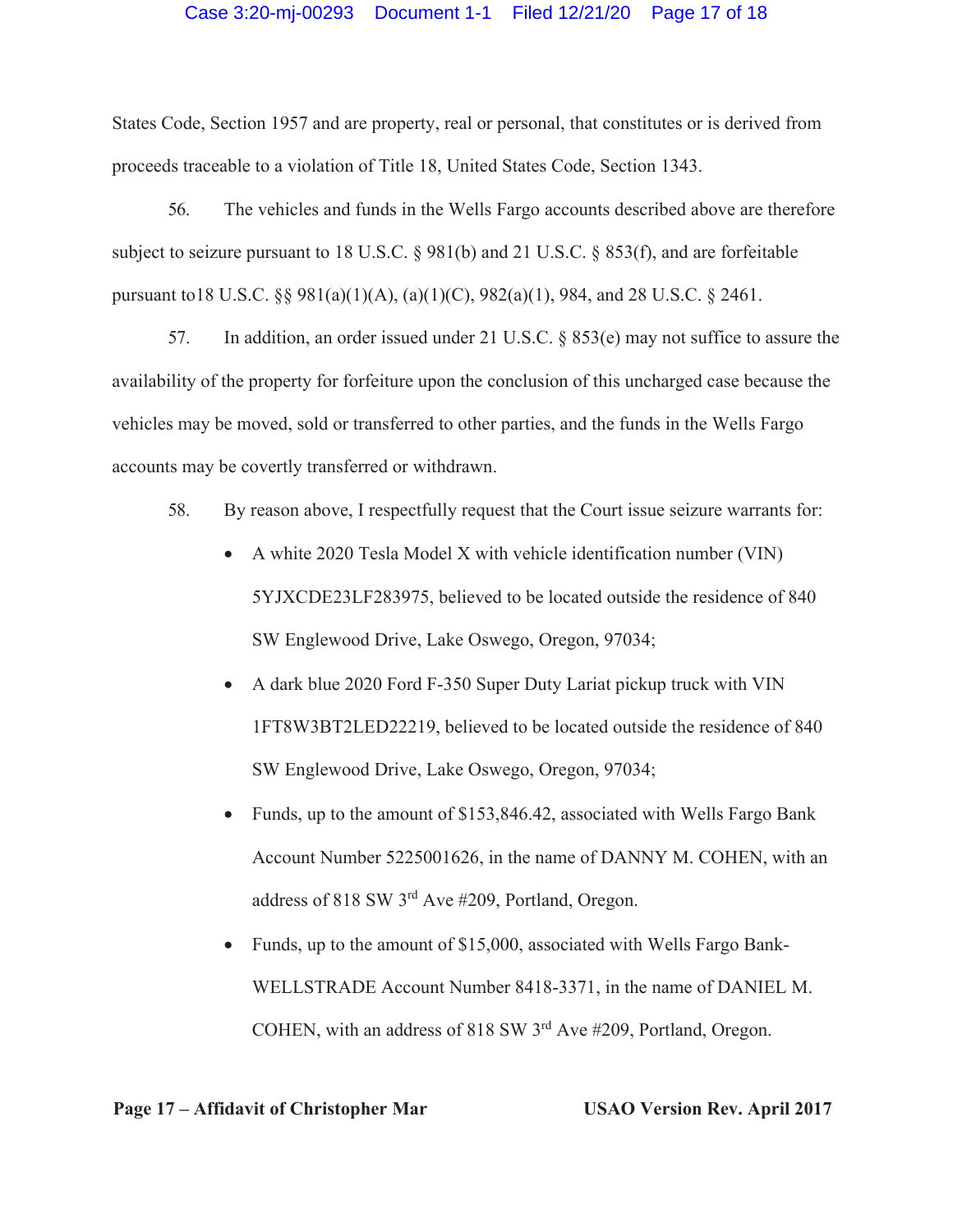States Code, Section 1957 and are property, real or personal, that constitutes or is derived from proceeds traceable to a violation of Title 18, United States Code, Section 1343.

56. The vehicles and funds in the Wells Fargo accounts described above are therefore subject to seizure pursuant to 18 U.S.C. § 981(b) and 21 U.S.C. § 853(f), and are forfeitable pursuant to18 U.S.C. §§ 981(a)(1)(A), (a)(1)(C), 982(a)(1), 984, and 28 U.S.C. § 2461.

57. In addition, an order issued under 21 U.S.C. § 853(e) may not suffice to assure the availability of the property for forfeiture upon the conclusion of this uncharged case because the vehicles may be moved, sold or transferred to other parties, and the funds in the Wells Fargo accounts may be covertly transferred or withdrawn.

58. By reason above, I respectfully request that the Court issue seizure warrants for:

- A white 2020 Tesla Model X with vehicle identification number (VIN) 5YJXCDE23LF283975, believed to be located outside the residence of 840 SW Englewood Drive, Lake Oswego, Oregon, 97034;
- A dark blue 2020 Ford F-350 Super Duty Lariat pickup truck with VIN 1FT8W3BT2LED22219, believed to be located outside the residence of 840 SW Englewood Drive, Lake Oswego, Oregon, 97034;
- Funds, up to the amount of $153,846.42, associated with Wells Fargo Bank Account Number 5225001626, in the name of DANNY M. COHEN, with an address of 818 SW 3rd Ave #209, Portland, Oregon.
- Funds, up to the amount of $15,000, associated with Wells Fargo Bank-WELLSTRADE Account Number 8418-3371, in the name of DANIEL M. COHEN, with an address of 818 SW 3rd Ave #209, Portland, Oregon.

**Page 17 – Affidavit of Christopher Mar** **USAO Version Rev. April 2017**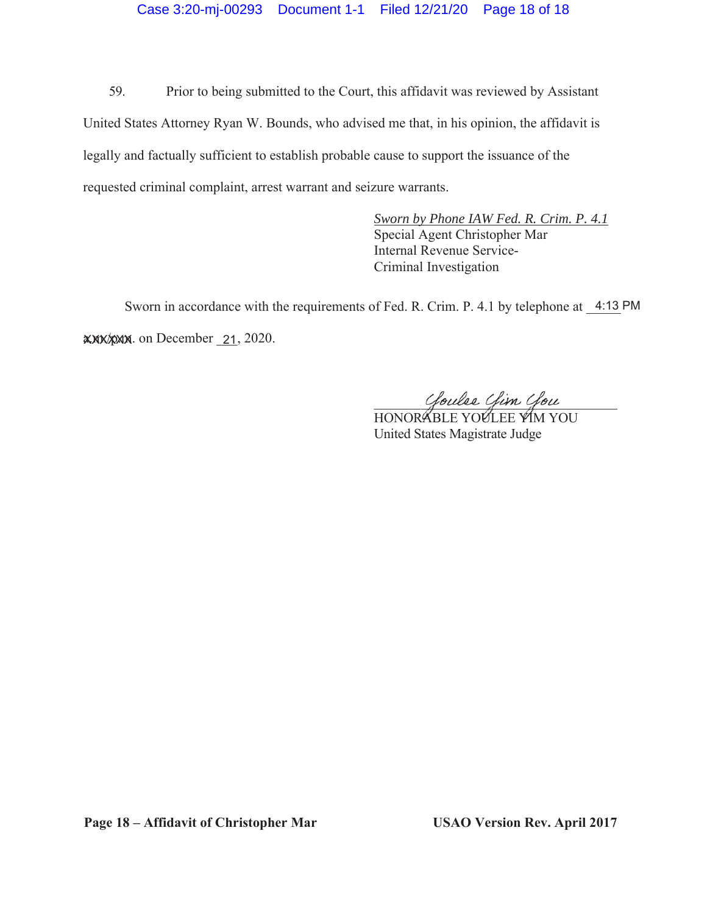59. Prior to being submitted to the Court, this affidavit was reviewed by Assistant United States Attorney Ryan W. Bounds, who advised me that, in his opinion, the affidavit is legally and factually sufficient to establish probable cause to support the issuance of the requested criminal complaint, arrest warrant and seizure warrants.

*Sworn by Phone IAW Fed. R. Crim. P. 4.1*
Special Agent Christopher Mar
Internal Revenue Service-
Criminal Investigation

Sworn in accordance with the requirements of Fed. R. Crim. P. 4.1 by telephone at 4:13 PM ~~a.m./p.m~~. on December 21, 2020.

*Youlee Yim You*
HONORABLE YOULEE YIM YOU
United States Magistrate Judge

**Page 18 – Affidavit of Christopher Mar** **USAO Version Rev. April 2017**